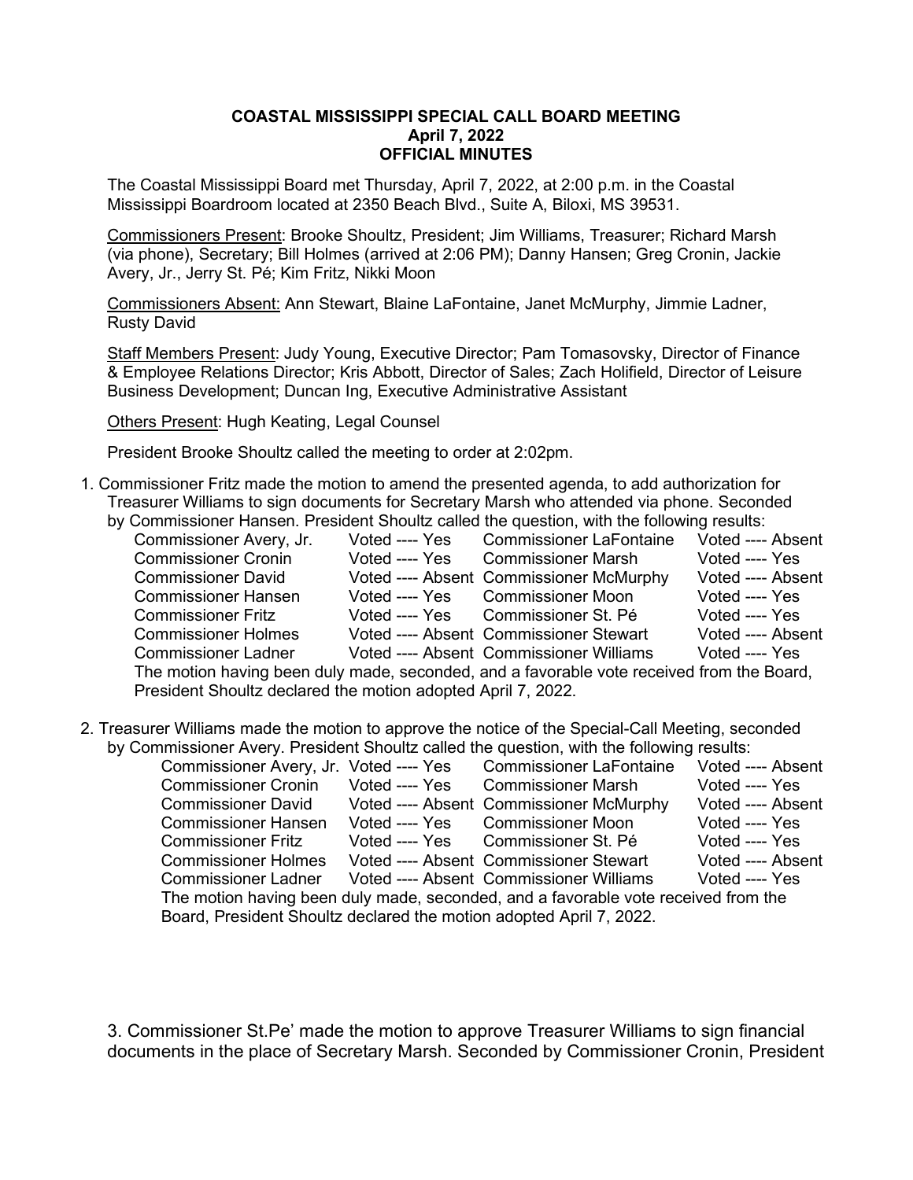**COASTAL MISSISSIPPI SPECIAL CALL BOARD MEETING**
**April 7, 2022**
**OFFICIAL MINUTES**

The Coastal Mississippi Board met Thursday, April 7, 2022, at 2:00 p.m. in the Coastal Mississippi Boardroom located at 2350 Beach Blvd., Suite A, Biloxi, MS 39531.

Commissioners Present: Brooke Shoultz, President; Jim Williams, Treasurer; Richard Marsh (via phone), Secretary; Bill Holmes (arrived at 2:06 PM); Danny Hansen; Greg Cronin, Jackie Avery, Jr., Jerry St. Pé; Kim Fritz, Nikki Moon

Commissioners Absent: Ann Stewart, Blaine LaFontaine, Janet McMurphy, Jimmie Ladner, Rusty David

Staff Members Present: Judy Young, Executive Director; Pam Tomasovsky, Director of Finance & Employee Relations Director; Kris Abbott, Director of Sales; Zach Holifield, Director of Leisure Business Development; Duncan Ing, Executive Administrative Assistant

Others Present: Hugh Keating, Legal Counsel

President Brooke Shoultz called the meeting to order at 2:02pm.

1. Commissioner Fritz made the motion to amend the presented agenda, to add authorization for Treasurer Williams to sign documents for Secretary Marsh who attended via phone. Seconded by Commissioner Hansen. President Shoultz called the question, with the following results:

| | | | |
|---|---|---|---|
| Commissioner Avery, Jr. | Voted ---- Yes | Commissioner LaFontaine | Voted ---- Absent |
| Commissioner Cronin | Voted ---- Yes | Commissioner Marsh | Voted ---- Yes |
| Commissioner David | Voted ---- Absent | Commissioner McMurphy | Voted ---- Absent |
| Commissioner Hansen | Voted ---- Yes | Commissioner Moon | Voted ---- Yes |
| Commissioner Fritz | Voted ---- Yes | Commissioner St. Pé | Voted ---- Yes |
| Commissioner Holmes | Voted ---- Absent | Commissioner Stewart | Voted ---- Absent |
| Commissioner Ladner | Voted ---- Absent | Commissioner Williams | Voted ---- Yes |

The motion having been duly made, seconded, and a favorable vote received from the Board, President Shoultz declared the motion adopted April 7, 2022.

2. Treasurer Williams made the motion to approve the notice of the Special-Call Meeting, seconded by Commissioner Avery. President Shoultz called the question, with the following results:

| | | | |
|---|---|---|---|
| Commissioner Avery, Jr. | Voted ---- Yes | Commissioner LaFontaine | Voted ---- Absent |
| Commissioner Cronin | Voted ---- Yes | Commissioner Marsh | Voted ---- Yes |
| Commissioner David | Voted ---- Absent | Commissioner McMurphy | Voted ---- Absent |
| Commissioner Hansen | Voted ---- Yes | Commissioner Moon | Voted ---- Yes |
| Commissioner Fritz | Voted ---- Yes | Commissioner St. Pé | Voted ---- Yes |
| Commissioner Holmes | Voted ---- Absent | Commissioner Stewart | Voted ---- Absent |
| Commissioner Ladner | Voted ---- Absent | Commissioner Williams | Voted ---- Yes |

The motion having been duly made, seconded, and a favorable vote received from the Board, President Shoultz declared the motion adopted April 7, 2022.

3. Commissioner St.Pe' made the motion to approve Treasurer Williams to sign financial documents in the place of Secretary Marsh. Seconded by Commissioner Cronin, President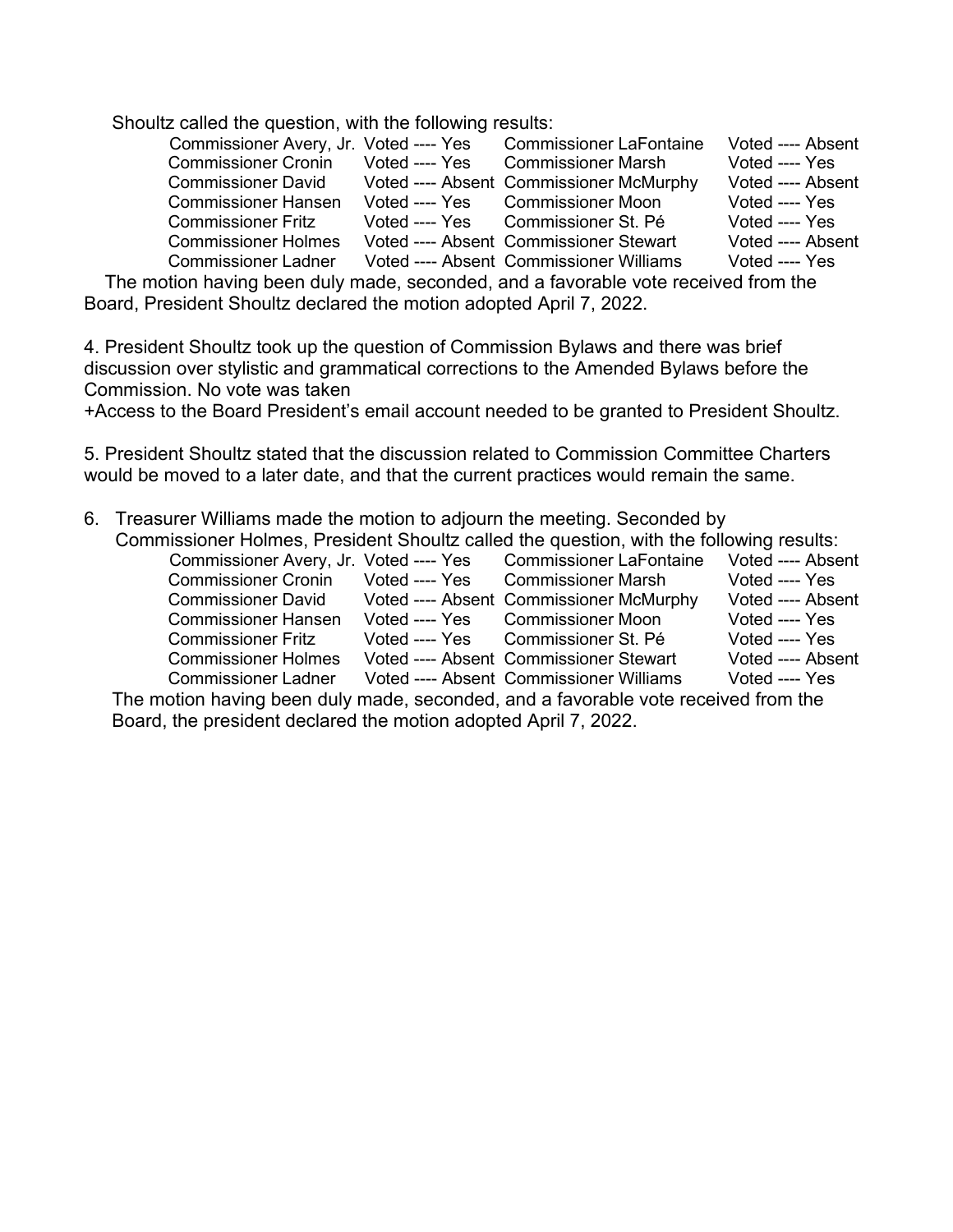Shoultz called the question, with the following results:

| | | | |
|---|---|---|---|
| Commissioner Avery, Jr. | Voted ---- Yes | Commissioner LaFontaine | Voted ---- Absent |
| Commissioner Cronin | Voted ---- Yes | Commissioner Marsh | Voted ---- Yes |
| Commissioner David | Voted ---- Absent | Commissioner McMurphy | Voted ---- Absent |
| Commissioner Hansen | Voted ---- Yes | Commissioner Moon | Voted ---- Yes |
| Commissioner Fritz | Voted ---- Yes | Commissioner St. Pé | Voted ---- Yes |
| Commissioner Holmes | Voted ---- Absent | Commissioner Stewart | Voted ---- Absent |
| Commissioner Ladner | Voted ---- Absent | Commissioner Williams | Voted ---- Yes |

The motion having been duly made, seconded, and a favorable vote received from the Board, President Shoultz declared the motion adopted April 7, 2022.

4. President Shoultz took up the question of Commission Bylaws and there was brief discussion over stylistic and grammatical corrections to the Amended Bylaws before the Commission. No vote was taken

+Access to the Board President's email account needed to be granted to President Shoultz.

5. President Shoultz stated that the discussion related to Commission Committee Charters would be moved to a later date, and that the current practices would remain the same.

6. Treasurer Williams made the motion to adjourn the meeting. Seconded by Commissioner Holmes, President Shoultz called the question, with the following results:

| | | | |
|---|---|---|---|
| Commissioner Avery, Jr. | Voted ---- Yes | Commissioner LaFontaine | Voted ---- Absent |
| Commissioner Cronin | Voted ---- Yes | Commissioner Marsh | Voted ---- Yes |
| Commissioner David | Voted ---- Absent | Commissioner McMurphy | Voted ---- Absent |
| Commissioner Hansen | Voted ---- Yes | Commissioner Moon | Voted ---- Yes |
| Commissioner Fritz | Voted ---- Yes | Commissioner St. Pé | Voted ---- Yes |
| Commissioner Holmes | Voted ---- Absent | Commissioner Stewart | Voted ---- Absent |
| Commissioner Ladner | Voted ---- Absent | Commissioner Williams | Voted ---- Yes |

The motion having been duly made, seconded, and a favorable vote received from the Board, the president declared the motion adopted April 7, 2022.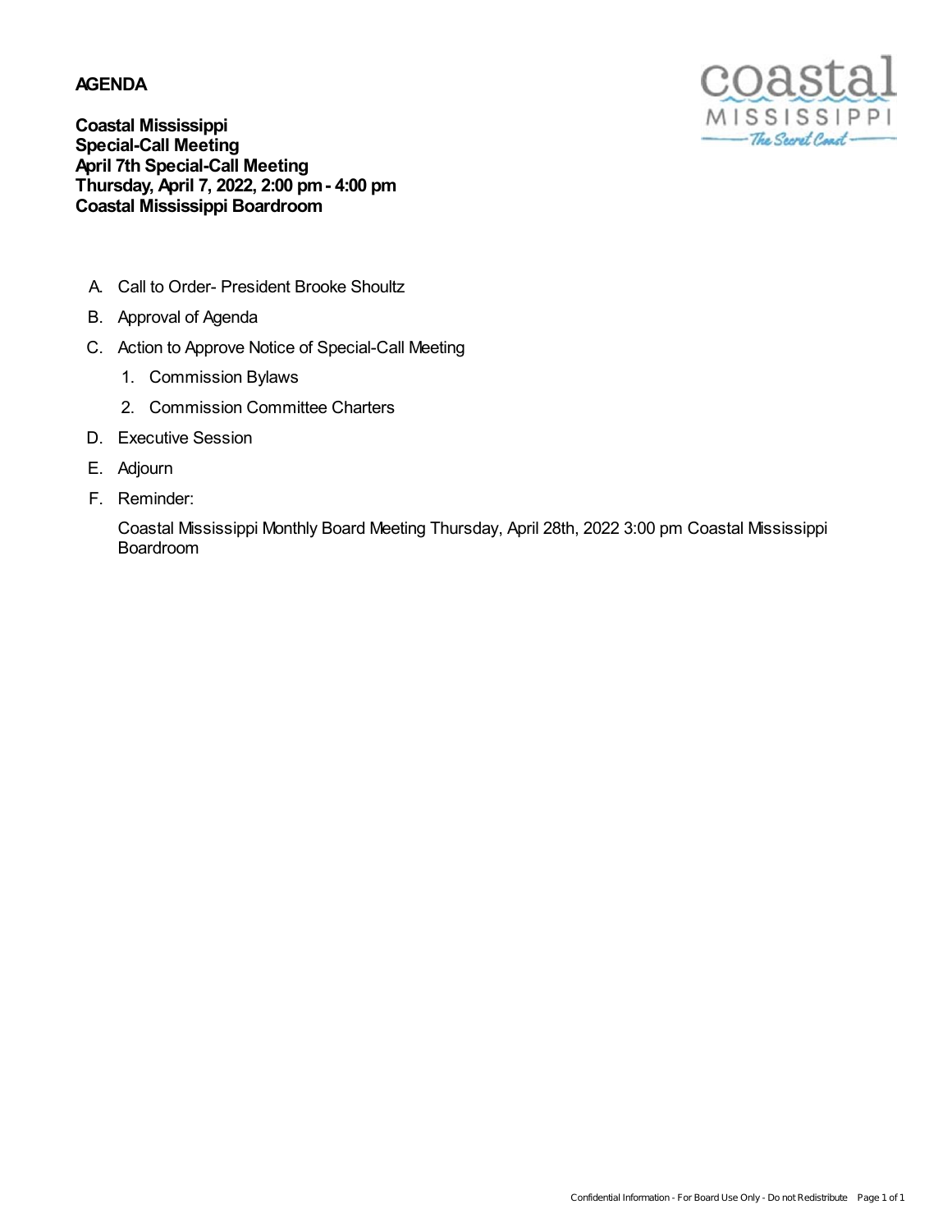**AGENDA**

**Coastal Mississippi**
**Special-Call Meeting**
**April 7th Special-Call Meeting**
**Thursday, April 7, 2022, 2:00 pm - 4:00 pm**
**Coastal Mississippi Boardroom**

A. Call to Order- President Brooke Shoultz

B. Approval of Agenda

C. Action to Approve Notice of Special-Call Meeting

   1. Commission Bylaws

   2. Commission Committee Charters

D. Executive Session

E. Adjourn

F. Reminder:

   Coastal Mississippi Monthly Board Meeting Thursday, April 28th, 2022 3:00 pm Coastal Mississippi Boardroom

Confidential Information - For Board Use Only - Do not Redistribute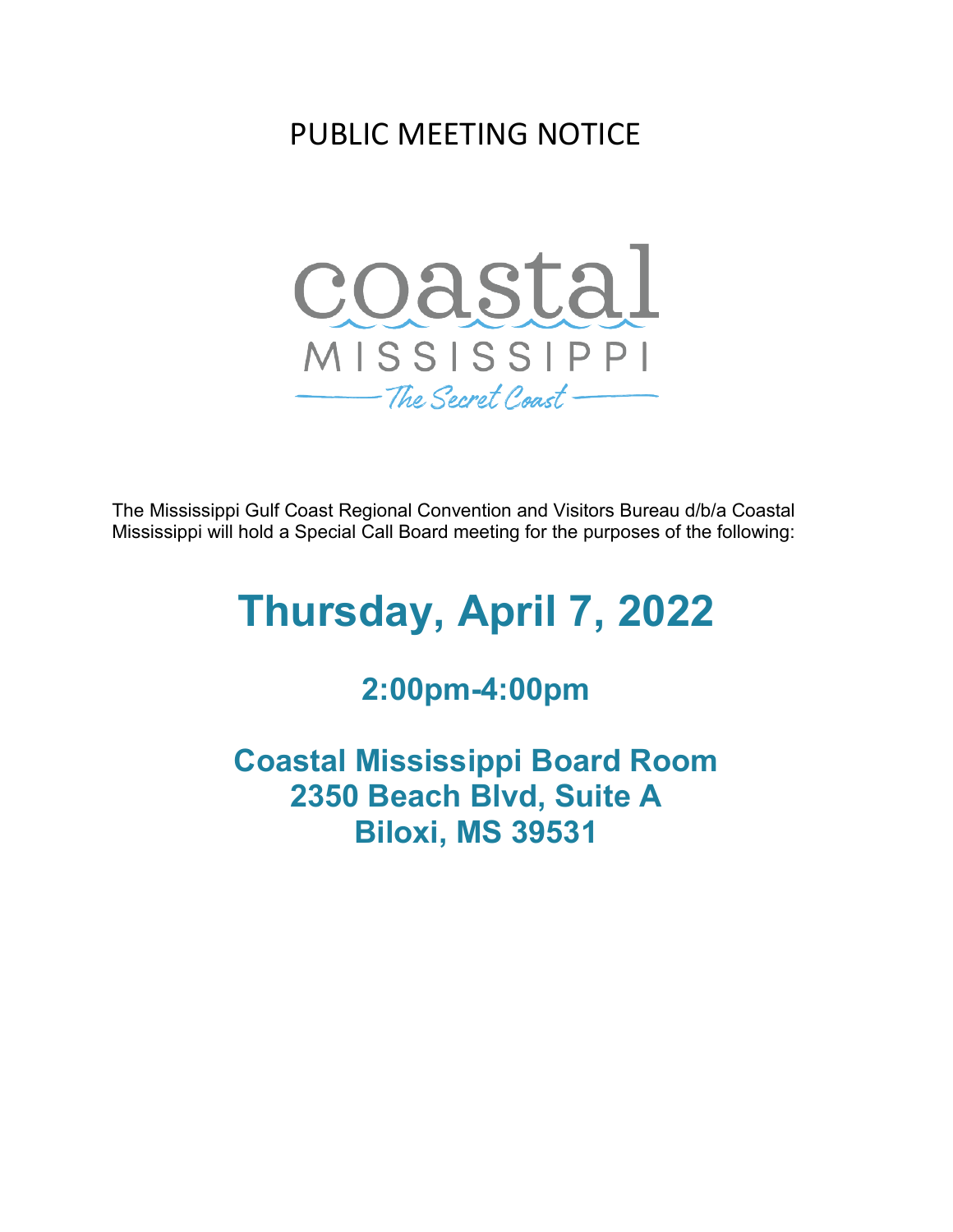# PUBLIC MEETING NOTICE

coastal

MISSISSIPPI

The Secret Coast

The Mississippi Gulf Coast Regional Convention and Visitors Bureau d/b/a Coastal Mississippi will hold a Special Call Board meeting for the purposes of the following:

# Thursday, April 7, 2022

## 2:00pm-4:00pm

## Coastal Mississippi Board Room
## 2350 Beach Blvd, Suite A
## Biloxi, MS 39531